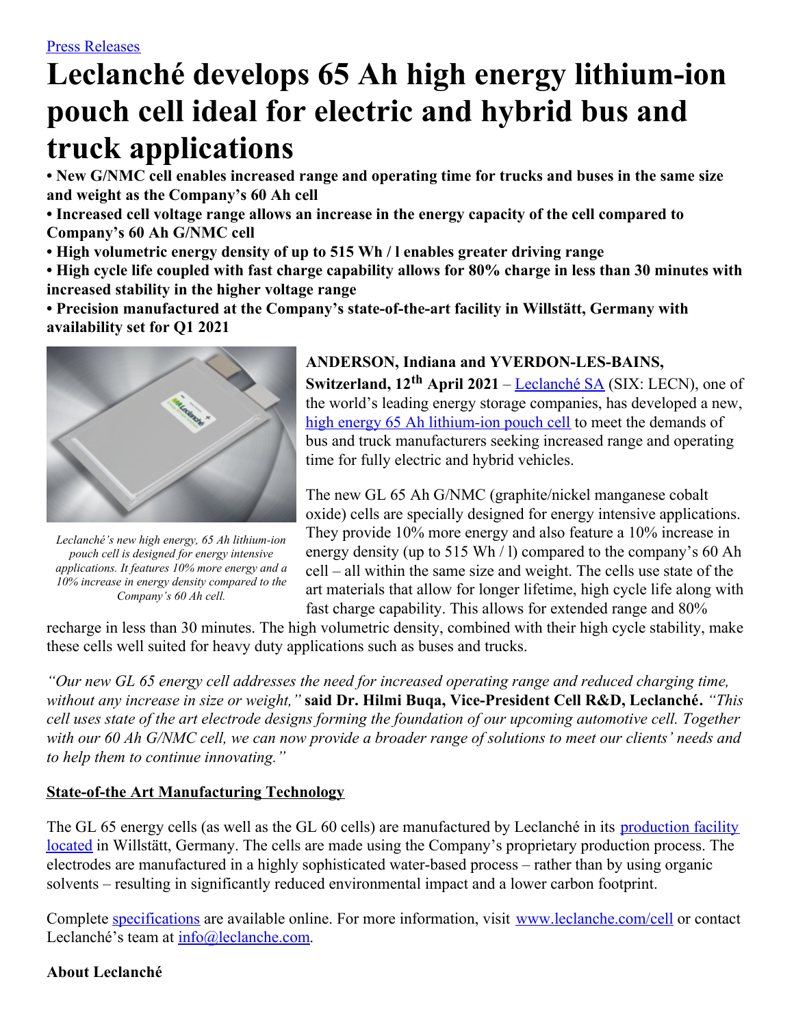Press Releases

# Leclanché develops 65 Ah high energy lithium-ion pouch cell ideal for electric and hybrid bus and truck applications

**• New G/NMC cell enables increased range and operating time for trucks and buses in the same size and weight as the Company's 60 Ah cell**

**• Increased cell voltage range allows an increase in the energy capacity of the cell compared to Company's 60 Ah G/NMC cell**

**• High volumetric energy density of up to 515 Wh / l enables greater driving range**

**• High cycle life coupled with fast charge capability allows for 80% charge in less than 30 minutes with increased stability in the higher voltage range**

**• Precision manufactured at the Company's state-of-the-art facility in Willstätt, Germany with availability set for Q1 2021**

*Leclanché's new high energy, 65 Ah lithium-ion pouch cell is designed for energy intensive applications. It features 10% more energy and a 10% increase in energy density compared to the Company's 60 Ah cell.*

**ANDERSON, Indiana and YVERDON-LES-BAINS, Switzerland, 12th April 2021** – Leclanché SA (SIX: LECN), one of the world's leading energy storage companies, has developed a new, high energy 65 Ah lithium-ion pouch cell to meet the demands of bus and truck manufacturers seeking increased range and operating time for fully electric and hybrid vehicles.

The new GL 65 Ah G/NMC (graphite/nickel manganese cobalt oxide) cells are specially designed for energy intensive applications. They provide 10% more energy and also feature a 10% increase in energy density (up to 515 Wh / l) compared to the company's 60 Ah cell – all within the same size and weight. The cells use state of the art materials that allow for longer lifetime, high cycle life along with fast charge capability. This allows for extended range and 80% recharge in less than 30 minutes. The high volumetric density, combined with their high cycle stability, make these cells well suited for heavy duty applications such as buses and trucks.

*"Our new GL 65 energy cell addresses the need for increased operating range and reduced charging time, without any increase in size or weight,"* **said Dr. Hilmi Buqa, Vice-President Cell R&D, Leclanché.** *"This cell uses state of the art electrode designs forming the foundation of our upcoming automotive cell. Together with our 60 Ah G/NMC cell, we can now provide a broader range of solutions to meet our clients' needs and to help them to continue innovating."*

**State-of-the Art Manufacturing Technology**

The GL 65 energy cells (as well as the GL 60 cells) are manufactured by Leclanché in its production facility located in Willstätt, Germany. The cells are made using the Company's proprietary production process. The electrodes are manufactured in a highly sophisticated water-based process – rather than by using organic solvents – resulting in significantly reduced environmental impact and a lower carbon footprint.

Complete specifications are available online. For more information, visit www.leclanche.com/cell or contact Leclanché's team at info@leclanche.com.

**About Leclanché**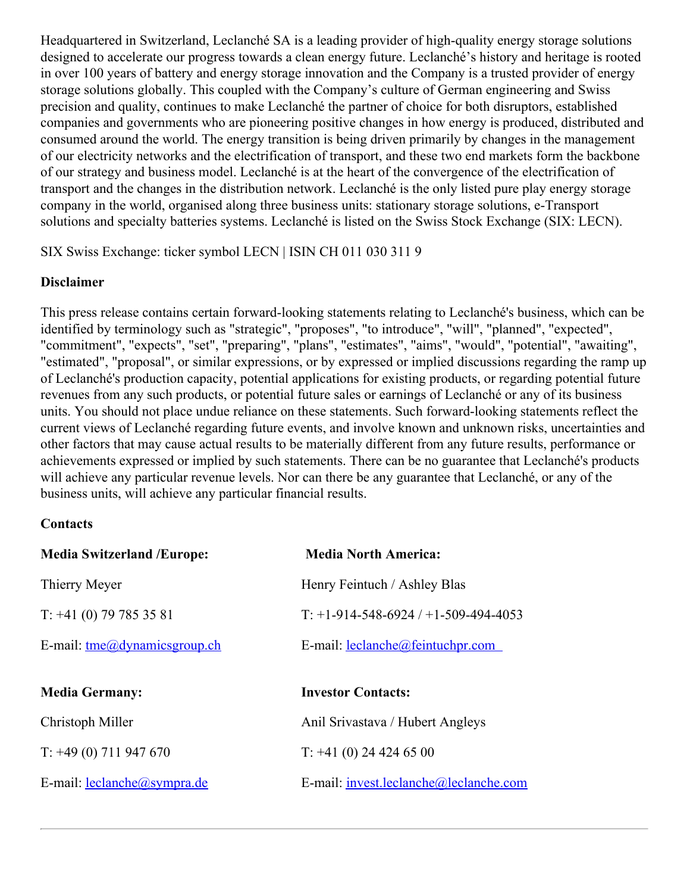Headquartered in Switzerland, Leclanché SA is a leading provider of high-quality energy storage solutions designed to accelerate our progress towards a clean energy future. Leclanché's history and heritage is rooted in over 100 years of battery and energy storage innovation and the Company is a trusted provider of energy storage solutions globally. This coupled with the Company's culture of German engineering and Swiss precision and quality, continues to make Leclanché the partner of choice for both disruptors, established companies and governments who are pioneering positive changes in how energy is produced, distributed and consumed around the world. The energy transition is being driven primarily by changes in the management of our electricity networks and the electrification of transport, and these two end markets form the backbone of our strategy and business model. Leclanché is at the heart of the convergence of the electrification of transport and the changes in the distribution network. Leclanché is the only listed pure play energy storage company in the world, organised along three business units: stationary storage solutions, e-Transport solutions and specialty batteries systems. Leclanché is listed on the Swiss Stock Exchange (SIX: LECN).

SIX Swiss Exchange: ticker symbol LECN | ISIN CH 011 030 311 9

**Disclaimer**

This press release contains certain forward-looking statements relating to Leclanché's business, which can be identified by terminology such as "strategic", "proposes", "to introduce", "will", "planned", "expected", "commitment", "expects", "set", "preparing", "plans", "estimates", "aims", "would", "potential", "awaiting", "estimated", "proposal", or similar expressions, or by expressed or implied discussions regarding the ramp up of Leclanché's production capacity, potential applications for existing products, or regarding potential future revenues from any such products, or potential future sales or earnings of Leclanché or any of its business units. You should not place undue reliance on these statements. Such forward-looking statements reflect the current views of Leclanché regarding future events, and involve known and unknown risks, uncertainties and other factors that may cause actual results to be materially different from any future results, performance or achievements expressed or implied by such statements. There can be no guarantee that Leclanché's products will achieve any particular revenue levels. Nor can there be any guarantee that Leclanché, or any of the business units, will achieve any particular financial results.

**Contacts**

| | |
|---|---|
| **Media Switzerland /Europe:** | **Media North America:** |
| Thierry Meyer | Henry Feintuch / Ashley Blas |
| T: +41 (0) 79 785 35 81 | T: +1-914-548-6924 / +1-509-494-4053 |
| E-mail: tme@dynamicsgroup.ch | E-mail: leclanche@feintuchpr.com |
| **Media Germany:** | **Investor Contacts:** |
| Christoph Miller | Anil Srivastava / Hubert Angleys |
| T: +49 (0) 711 947 670 | T: +41 (0) 24 424 65 00 |
| E-mail: leclanche@sympra.de | E-mail: invest.leclanche@leclanche.com |